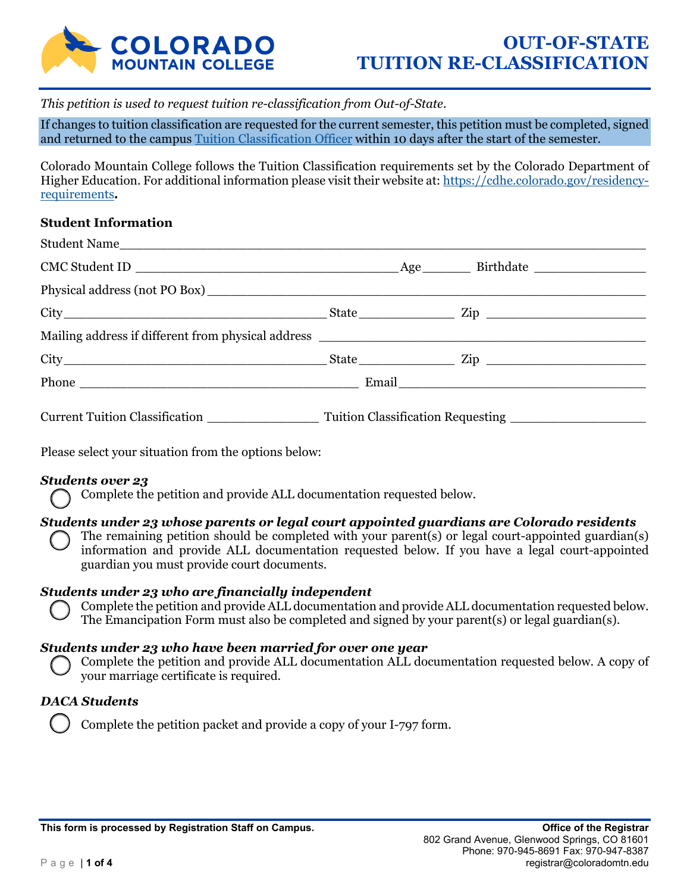# COLORADO MOUNTAIN COLLEGE

# OUT-OF-STATE TUITION RE-CLASSIFICATION

*This petition is used to request tuition re-classification from Out-of-State.*

If changes to tuition classification are requested for the current semester, this petition must be completed, signed and returned to the campus Tuition Classification Officer within 10 days after the start of the semester.

Colorado Mountain College follows the Tuition Classification requirements set by the Colorado Department of Higher Education. For additional information please visit their website at: https://cdhe.colorado.gov/residency-requirements.

## Student Information

Student Name ______________________________________________

CMC Student ID ______________________ Age ______ Birthdate ______________

Physical address (not PO Box) ______________________________________________

City ______________________ State ____________ Zip ______________

Mailing address if different from physical address ______________________________

City ______________________ State ____________ Zip ______________

Phone ______________________ Email ______________________

Current Tuition Classification ______________ Tuition Classification Requesting ______________

Please select your situation from the options below:

***Students over 23***

◯ Complete the petition and provide ALL documentation requested below.

***Students under 23 whose parents or legal court appointed guardians are Colorado residents***

◯ The remaining petition should be completed with your parent(s) or legal court-appointed guardian(s) information and provide ALL documentation requested below. If you have a legal court-appointed guardian you must provide court documents.

***Students under 23 who are financially independent***

◯ Complete the petition and provide ALL documentation and provide ALL documentation requested below. The Emancipation Form must also be completed and signed by your parent(s) or legal guardian(s).

***Students under 23 who have been married for over one year***

◯ Complete the petition and provide ALL documentation ALL documentation requested below. A copy of your marriage certificate is required.

***DACA Students***

◯ Complete the petition packet and provide a copy of your I-797 form.

**This form is processed by Registration Staff on Campus.**

**Office of the Registrar**
802 Grand Avenue, Glenwood Springs, CO 81601
Phone: 970-945-8691 Fax: 970-947-8387
registrar@coloradomtn.edu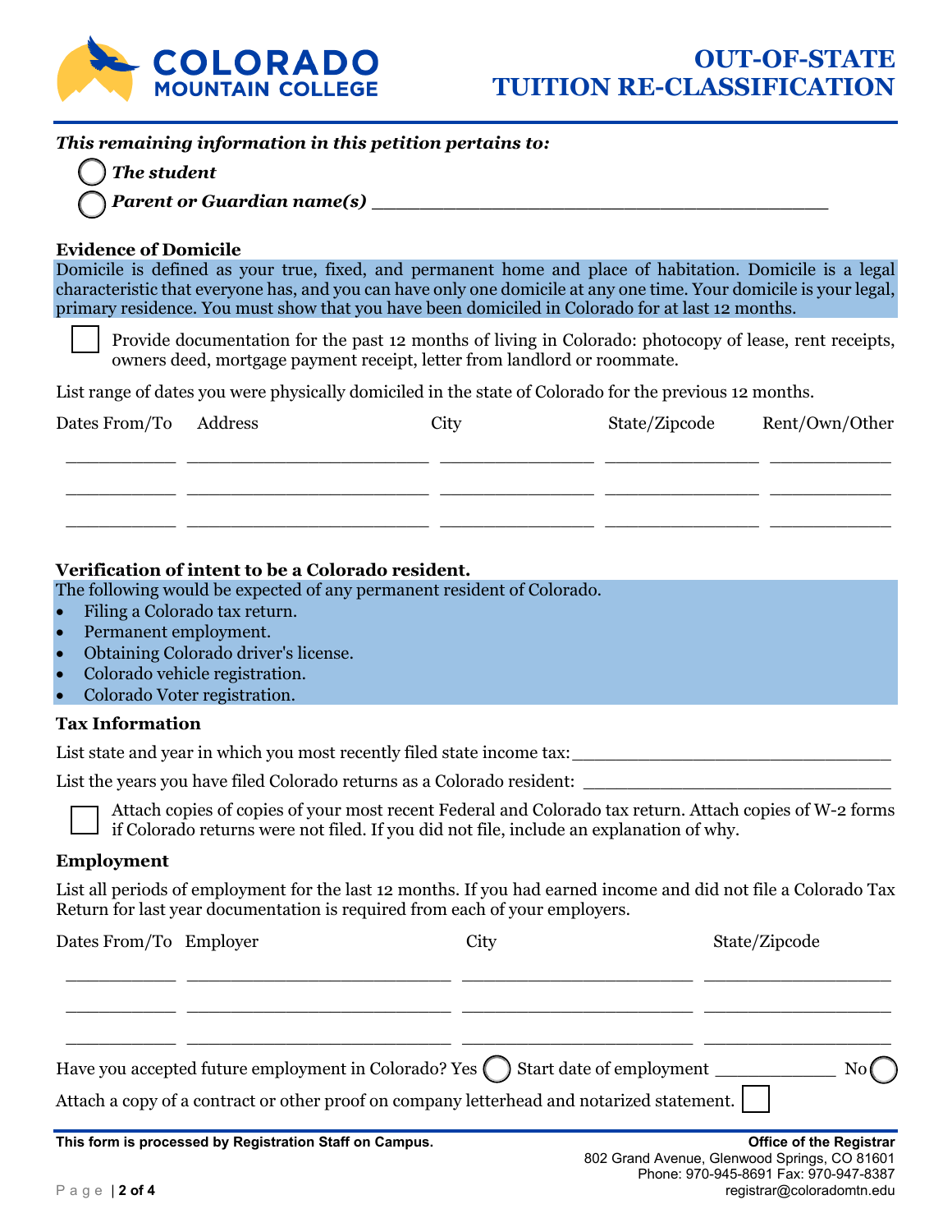# OUT-OF-STATE TUITION RE-CLASSIFICATION

***This remaining information in this petition pertains to:***

- ◯ ***The student***
- ◯ ***Parent or Guardian name(s)*** ________________________________________

### Evidence of Domicile

Domicile is defined as your true, fixed, and permanent home and place of habitation. Domicile is a legal characteristic that everyone has, and you can have only one domicile at any one time. Your domicile is your legal, primary residence. You must show that you have been domiciled in Colorado for at last 12 months.

☐ Provide documentation for the past 12 months of living in Colorado: photocopy of lease, rent receipts, owners deed, mortgage payment receipt, letter from landlord or roommate.

List range of dates you were physically domiciled in the state of Colorado for the previous 12 months.

| Dates From/To | Address | City | State/Zipcode | Rent/Own/Other |
|---|---|---|---|---|
| | | | | |
| | | | | |
| | | | | |

### Verification of intent to be a Colorado resident.

The following would be expected of any permanent resident of Colorado.

- Filing a Colorado tax return.
- Permanent employment.
- Obtaining Colorado driver's license.
- Colorado vehicle registration.
- Colorado Voter registration.

### Tax Information

List state and year in which you most recently filed state income tax: ______________________________

List the years you have filed Colorado returns as a Colorado resident: ______________________________

☐ Attach copies of copies of your most recent Federal and Colorado tax return. Attach copies of W-2 forms if Colorado returns were not filed. If you did not file, include an explanation of why.

### Employment

List all periods of employment for the last 12 months. If you had earned income and did not file a Colorado Tax Return for last year documentation is required from each of your employers.

| Dates From/To | Employer | City | State/Zipcode |
|---|---|---|---|
| | | | |
| | | | |
| | | | |

Have you accepted future employment in Colorado? Yes ◯ Start date of employment ____________ No ◯

Attach a copy of a contract or other proof on company letterhead and notarized statement. ☐

**This form is processed by Registration Staff on Campus.**

**Office of the Registrar**
802 Grand Avenue, Glenwood Springs, CO 81601
Phone: 970-945-8691 Fax: 970-947-8387
registrar@coloradomtn.edu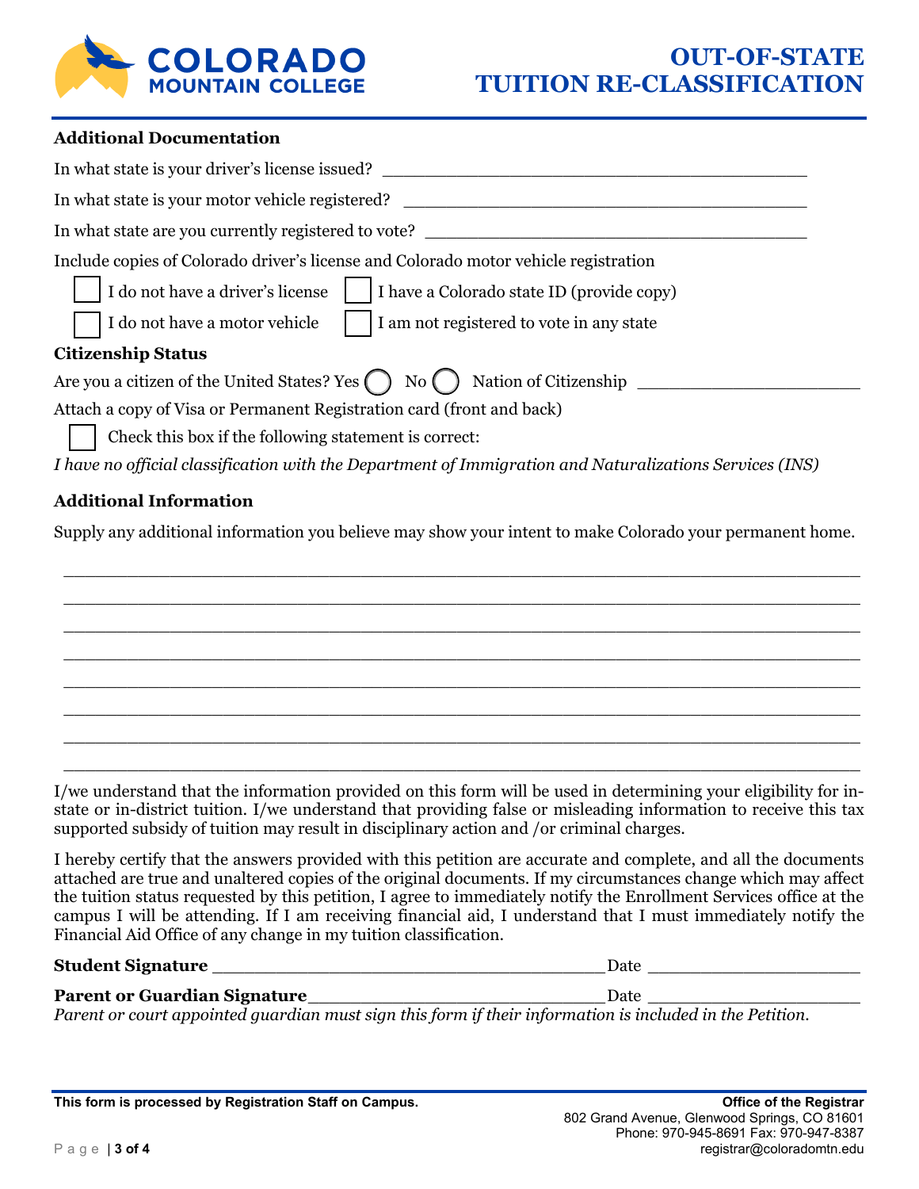# OUT-OF-STATE TUITION RE-CLASSIFICATION

### Additional Documentation

In what state is your driver's license issued? ________________________________________

In what state is your motor vehicle registered? ________________________________________

In what state are you currently registered to vote? ________________________________________

Include copies of Colorado driver's license and Colorado motor vehicle registration

- ☐ I do not have a driver's license
- ☐ I have a Colorado state ID (provide copy)
- ☐ I do not have a motor vehicle
- ☐ I am not registered to vote in any state

### Citizenship Status

Are you a citizen of the United States? Yes ◯ No ◯ Nation of Citizenship ______________________

Attach a copy of Visa or Permanent Registration card (front and back)

☐ Check this box if the following statement is correct:

*I have no official classification with the Department of Immigration and Naturalizations Services (INS)*

### Additional Information

Supply any additional information you believe may show your intent to make Colorado your permanent home.

________________________________________________________________________________

________________________________________________________________________________

________________________________________________________________________________

________________________________________________________________________________

________________________________________________________________________________

________________________________________________________________________________

________________________________________________________________________________

________________________________________________________________________________

I/we understand that the information provided on this form will be used in determining your eligibility for in-state or in-district tuition. I/we understand that providing false or misleading information to receive this tax supported subsidy of tuition may result in disciplinary action and /or criminal charges.

I hereby certify that the answers provided with this petition are accurate and complete, and all the documents attached are true and unaltered copies of the original documents. If my circumstances change which may affect the tuition status requested by this petition, I agree to immediately notify the Enrollment Services office at the campus I will be attending. If I am receiving financial aid, I understand that I must immediately notify the Financial Aid Office of any change in my tuition classification.

**Student Signature** ________________________________________ Date ______________________

**Parent or Guardian Signature** ______________________________ Date ______________________

*Parent or court appointed guardian must sign this form if their information is included in the Petition.*

**This form is processed by Registration Staff on Campus.**

**Office of the Registrar**
802 Grand Avenue, Glenwood Springs, CO 81601
Phone: 970-945-8691 Fax: 970-947-8387
registrar@coloradomtn.edu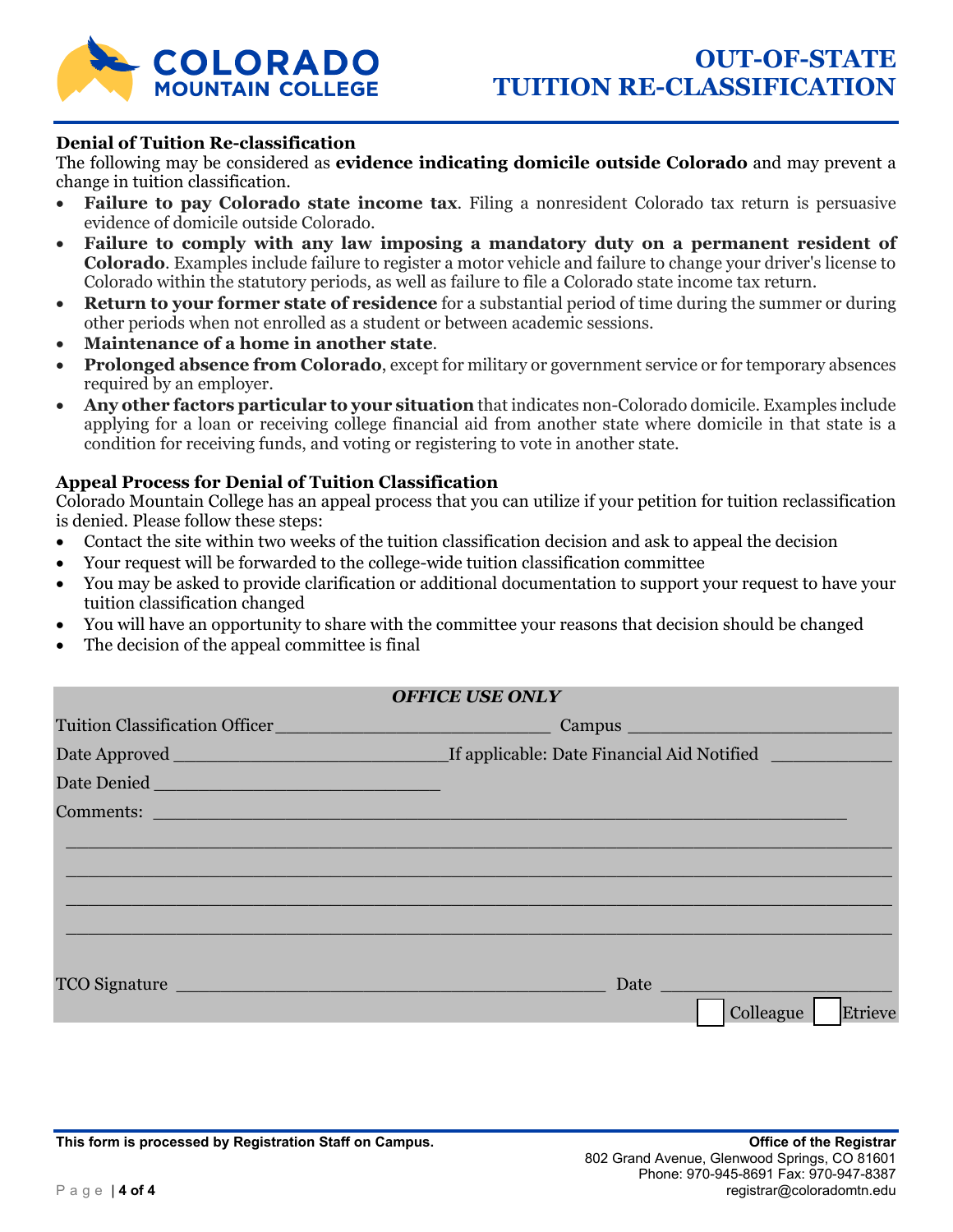# OUT-OF-STATE TUITION RE-CLASSIFICATION

### Denial of Tuition Re-classification

The following may be considered as **evidence indicating domicile outside Colorado** and may prevent a change in tuition classification.

- **Failure to pay Colorado state income tax**. Filing a nonresident Colorado tax return is persuasive evidence of domicile outside Colorado.
- **Failure to comply with any law imposing a mandatory duty on a permanent resident of Colorado**. Examples include failure to register a motor vehicle and failure to change your driver's license to Colorado within the statutory periods, as well as failure to file a Colorado state income tax return.
- **Return to your former state of residence** for a substantial period of time during the summer or during other periods when not enrolled as a student or between academic sessions.
- **Maintenance of a home in another state**.
- **Prolonged absence from Colorado**, except for military or government service or for temporary absences required by an employer.
- **Any other factors particular to your situation** that indicates non-Colorado domicile. Examples include applying for a loan or receiving college financial aid from another state where domicile in that state is a condition for receiving funds, and voting or registering to vote in another state.

### Appeal Process for Denial of Tuition Classification

Colorado Mountain College has an appeal process that you can utilize if your petition for tuition reclassification is denied. Please follow these steps:

- Contact the site within two weeks of the tuition classification decision and ask to appeal the decision
- Your request will be forwarded to the college-wide tuition classification committee
- You may be asked to provide clarification or additional documentation to support your request to have your tuition classification changed
- You will have an opportunity to share with the committee your reasons that decision should be changed
- The decision of the appeal committee is final

***OFFICE USE ONLY***

Tuition Classification Officer ___________________________ Campus ___________________________

Date Approved ___________________________ If applicable: Date Financial Aid Notified ____________

Date Denied ___________________________

Comments: ___________________________________________________________________

___________________________________________________________________________

___________________________________________________________________________

___________________________________________________________________________

___________________________________________________________________________

TCO Signature ___________________________________________ Date ___________________

☐ Colleague ☐ Etrieve

**This form is processed by Registration Staff on Campus.**

**Office of the Registrar**
802 Grand Avenue, Glenwood Springs, CO 81601
Phone: 970-945-8691 Fax: 970-947-8387
registrar@coloradomtn.edu